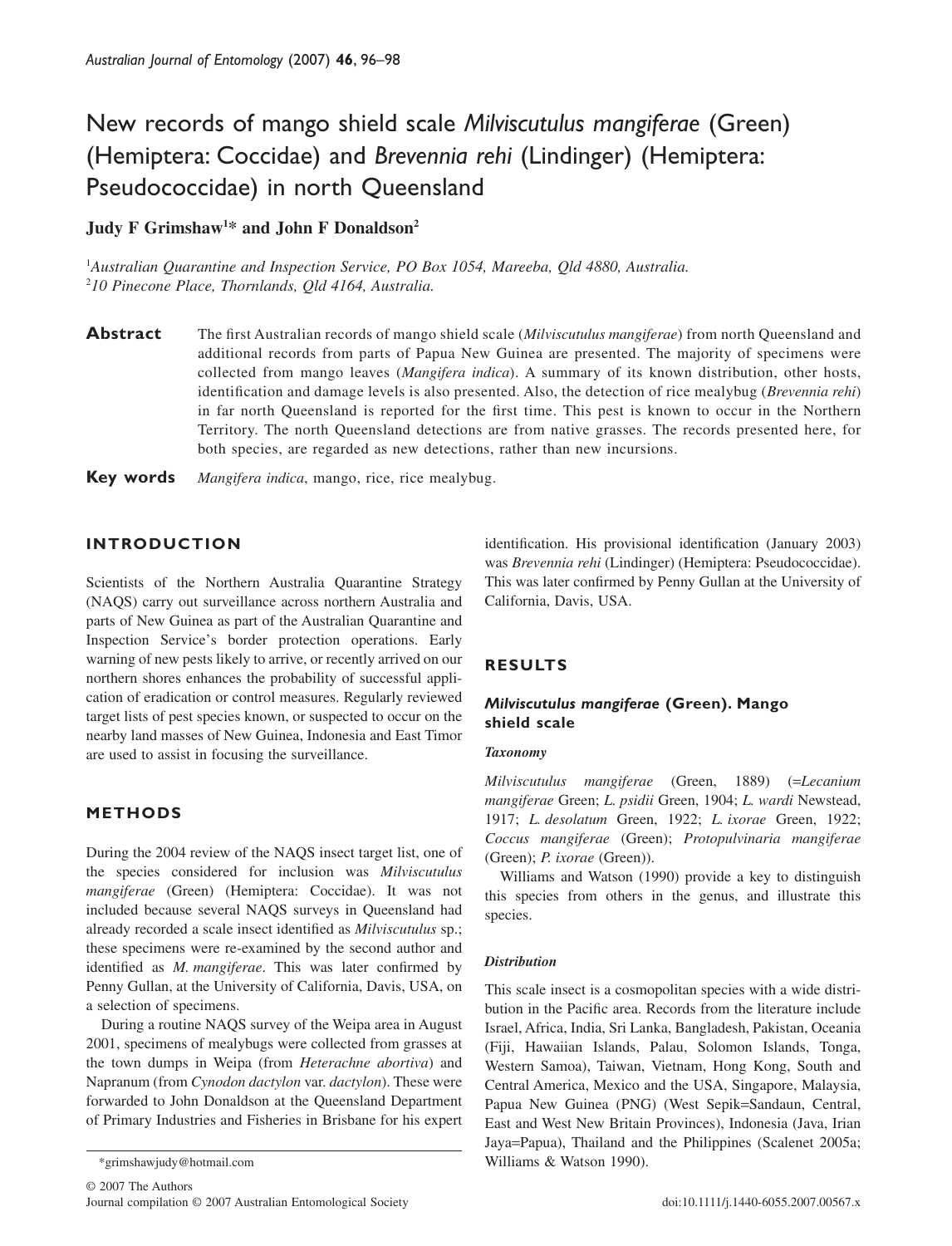// New records of mango shield scale *Milviscutulus mangiferae* (Green) (Hemiptera: Coccidae) and *Brevennia rehi* (Lindinger) (Hemiptera: Pseudococcidae) in north Queensland

**Judy F Grimshaw[1]* and John F Donaldson[2]**

[1]*Australian Quarantine and Inspection Service, PO Box 1054, Mareeba, Qld 4880, Australia.*
[2]*10 Pinecone Place, Thornlands, Qld 4164, Australia.*

**Abstract** The first Australian records of mango shield scale (*Milviscutulus mangiferae*) from north Queensland and additional records from parts of Papua New Guinea are presented. The majority of specimens were collected from mango leaves (*Mangifera indica*). A summary of its known distribution, other hosts, identification and damage levels is also presented. Also, the detection of rice mealybug (*Brevennia rehi*) in far north Queensland is reported for the first time. This pest is known to occur in the Northern Territory. The north Queensland detections are from native grasses. The records presented here, for both species, are regarded as new detections, rather than new incursions.

**Key words** *Mangifera indica*, mango, rice, rice mealybug.

## INTRODUCTION

Scientists of the Northern Australia Quarantine Strategy (NAQS) carry out surveillance across northern Australia and parts of New Guinea as part of the Australian Quarantine and Inspection Service's border protection operations. Early warning of new pests likely to arrive, or recently arrived on our northern shores enhances the probability of successful application of eradication or control measures. Regularly reviewed target lists of pest species known, or suspected to occur on the nearby land masses of New Guinea, Indonesia and East Timor are used to assist in focusing the surveillance.

## METHODS

During the 2004 review of the NAQS insect target list, one of the species considered for inclusion was *Milviscutulus mangiferae* (Green) (Hemiptera: Coccidae). It was not included because several NAQS surveys in Queensland had already recorded a scale insect identified as *Milviscutulus* sp.; these specimens were re-examined by the second author and identified as *M. mangiferae*. This was later confirmed by Penny Gullan, at the University of California, Davis, USA, on a selection of specimens.

During a routine NAQS survey of the Weipa area in August 2001, specimens of mealybugs were collected from grasses at the town dumps in Weipa (from *Heterachne abortiva*) and Napranum (from *Cynodon dactylon* var. *dactylon*). These were forwarded to John Donaldson at the Queensland Department of Primary Industries and Fisheries in Brisbane for his expert identification. His provisional identification (January 2003) was *Brevennia rehi* (Lindinger) (Hemiptera: Pseudococcidae). This was later confirmed by Penny Gullan at the University of California, Davis, USA.

## RESULTS

### *Milviscutulus mangiferae* (Green). Mango shield scale

#### *Taxonomy*

*Milviscutulus mangiferae* (Green, 1889) (=*Lecanium mangiferae* Green; *L. psidii* Green, 1904; *L. wardi* Newstead, 1917; *L. desolatum* Green, 1922; *L. ixorae* Green, 1922; *Coccus mangiferae* (Green); *Protopulvinaria mangiferae* (Green); *P. ixorae* (Green)).

Williams and Watson (1990) provide a key to distinguish this species from others in the genus, and illustrate this species.

#### *Distribution*

This scale insect is a cosmopolitan species with a wide distribution in the Pacific area. Records from the literature include Israel, Africa, India, Sri Lanka, Bangladesh, Pakistan, Oceania (Fiji, Hawaiian Islands, Palau, Solomon Islands, Tonga, Western Samoa), Taiwan, Vietnam, Hong Kong, South and Central America, Mexico and the USA, Singapore, Malaysia, Papua New Guinea (PNG) (West Sepik=Sandaun, Central, East and West New Britain Provinces), Indonesia (Java, Irian Jaya=Papua), Thailand and the Philippines (Scalenet 2005a; Williams & Watson 1990).

*grimshawjudy@hotmail.com

© 2007 The Authors
Journal compilation © 2007 Australian Entomological Society

doi:10.1111/j.1440-6055.2007.00567.x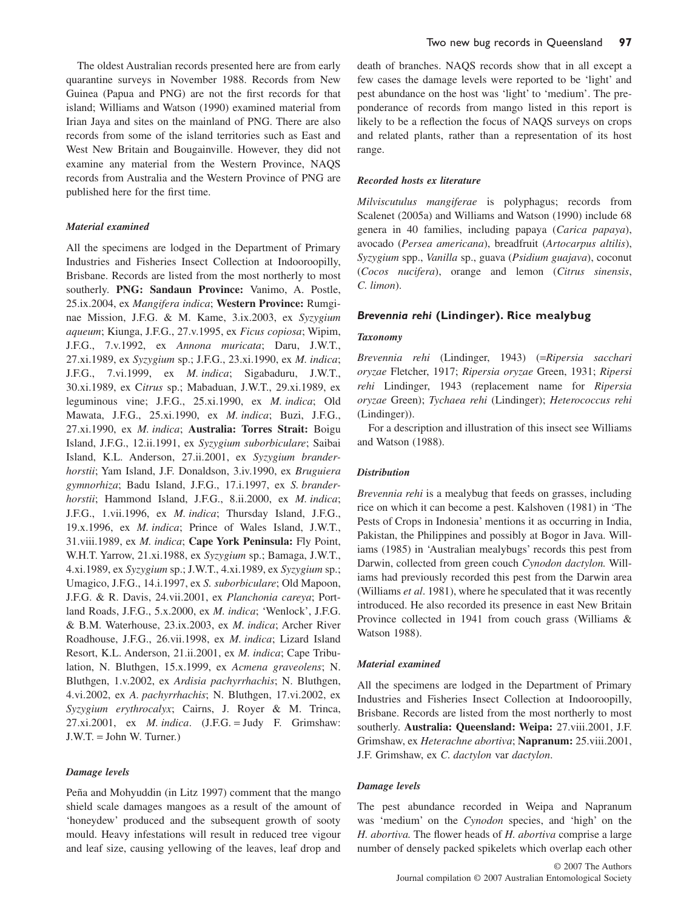The oldest Australian records presented here are from early quarantine surveys in November 1988. Records from New Guinea (Papua and PNG) are not the first records for that island; Williams and Watson (1990) examined material from Irian Jaya and sites on the mainland of PNG. There are also records from some of the island territories such as East and West New Britain and Bougainville. However, they did not examine any material from the Western Province, NAQS records from Australia and the Western Province of PNG are published here for the first time.

### *Material examined*

All the specimens are lodged in the Department of Primary Industries and Fisheries Insect Collection at Indooroopilly, Brisbane. Records are listed from the most northerly to most southerly. **PNG: Sandaun Province:** Vanimo, A. Postle, 25.ix.2004, ex *Mangifera indica*; **Western Province:** Rumginae Mission, J.F.G. & M. Kame, 3.ix.2003, ex *Syzygium aqueum*; Kiunga, J.F.G., 27.v.1995, ex *Ficus copiosa*; Wipim, J.F.G., 7.v.1992, ex *Annona muricata*; Daru, J.W.T., 27.xi.1989, ex *Syzygium* sp.; J.F.G., 23.xi.1990, ex *M. indica*; J.F.G., 7.vi.1999, ex *M. indica*; Sigabaduru, J.W.T., 30.xi.1989, ex C*itrus* sp.; Mabaduan, J.W.T., 29.xi.1989, ex leguminous vine; J.F.G., 25.xi.1990, ex *M. indica*; Old Mawata, J.F.G., 25.xi.1990, ex *M. indica*; Buzi, J.F.G., 27.xi.1990, ex *M. indica*; **Australia: Torres Strait:** Boigu Island, J.F.G., 12.ii.1991, ex *Syzygium suborbiculare*; Saibai Island, K.L. Anderson, 27.ii.2001, ex *Syzygium branderhorstii*; Yam Island, J.F. Donaldson, 3.iv.1990, ex *Bruguiera gymnorhiza*; Badu Island, J.F.G., 17.i.1997, ex *S. branderhorstii*; Hammond Island, J.F.G., 8.ii.2000, ex *M. indica*; J.F.G., 1.vii.1996, ex *M. indica*; Thursday Island, J.F.G., 19.x.1996, ex *M. indica*; Prince of Wales Island, J.W.T., 31.viii.1989, ex *M. indica*; **Cape York Peninsula:** Fly Point, W.H.T. Yarrow, 21.xi.1988, ex *Syzygium* sp.; Bamaga, J.W.T., 4.xi.1989, ex *Syzygium* sp.; J.W.T., 4.xi.1989, ex *Syzygium* sp.; Umagico, J.F.G., 14.i.1997, ex *S. suborbiculare*; Old Mapoon, J.F.G. & R. Davis, 24.vii.2001, ex *Planchonia careya*; Portland Roads, J.F.G., 5.x.2000, ex *M. indica*; 'Wenlock', J.F.G. & B.M. Waterhouse, 23.ix.2003, ex *M. indica*; Archer River Roadhouse, J.F.G., 26.vii.1998, ex *M. indica*; Lizard Island Resort, K.L. Anderson, 21.ii.2001, ex *M. indica*; Cape Tribulation, N. Bluthgen, 15.x.1999, ex *Acmena graveolens*; N. Bluthgen, 1.v.2002, ex *Ardisia pachyrrhachis*; N. Bluthgen, 4.vi.2002, ex *A. pachyrrhachis*; N. Bluthgen, 17.vi.2002, ex *Syzygium erythrocalyx*; Cairns, J. Royer & M. Trinca, 27.xi.2001, ex *M. indica*. (J.F.G. = Judy F. Grimshaw: J.W.T. = John W. Turner.)

### *Damage levels*

Peña and Mohyuddin (in Litz 1997) comment that the mango shield scale damages mangoes as a result of the amount of 'honeydew' produced and the subsequent growth of sooty mould. Heavy infestations will result in reduced tree vigour and leaf size, causing yellowing of the leaves, leaf drop and death of branches. NAQS records show that in all except a few cases the damage levels were reported to be 'light' and pest abundance on the host was 'light' to 'medium'. The preponderance of records from mango listed in this report is likely to be a reflection the focus of NAQS surveys on crops and related plants, rather than a representation of its host range.

### *Recorded hosts ex literature*

*Milviscutulus mangiferae* is polyphagus; records from Scalenet (2005a) and Williams and Watson (1990) include 68 genera in 40 families, including papaya (*Carica papaya*), avocado (*Persea americana*), breadfruit (*Artocarpus altilis*), *Syzygium* spp., *Vanilla* sp., guava (*Psidium guajava*), coconut (*Cocos nucifera*), orange and lemon (*Citrus sinensis*, *C. limon*).

## *Brevennia rehi* (Lindinger). Rice mealybug

### *Taxonomy*

*Brevennia rehi* (Lindinger, 1943) (=*Ripersia sacchari oryzae* Fletcher, 1917; *Ripersia oryzae* Green, 1931; *Ripersi rehi* Lindinger, 1943 (replacement name for *Ripersia oryzae* Green); *Tychaea rehi* (Lindinger); *Heterococcus rehi* (Lindinger)).

For a description and illustration of this insect see Williams and Watson (1988).

### *Distribution*

*Brevennia rehi* is a mealybug that feeds on grasses, including rice on which it can become a pest. Kalshoven (1981) in 'The Pests of Crops in Indonesia' mentions it as occurring in India, Pakistan, the Philippines and possibly at Bogor in Java. Williams (1985) in 'Australian mealybugs' records this pest from Darwin, collected from green couch *Cynodon dactylon.* Williams had previously recorded this pest from the Darwin area (Williams *et al*. 1981), where he speculated that it was recently introduced. He also recorded its presence in east New Britain Province collected in 1941 from couch grass (Williams & Watson 1988).

### *Material examined*

All the specimens are lodged in the Department of Primary Industries and Fisheries Insect Collection at Indooroopilly, Brisbane. Records are listed from the most northerly to most southerly. **Australia: Queensland: Weipa:** 27.viii.2001, J.F. Grimshaw, ex *Heterachne abortiva*; **Napranum:** 25.viii.2001, J.F. Grimshaw, ex *C. dactylon* var *dactylon*.

### *Damage levels*

The pest abundance recorded in Weipa and Napranum was 'medium' on the *Cynodon* species, and 'high' on the *H. abortiva.* The flower heads of *H. abortiva* comprise a large number of densely packed spikelets which overlap each other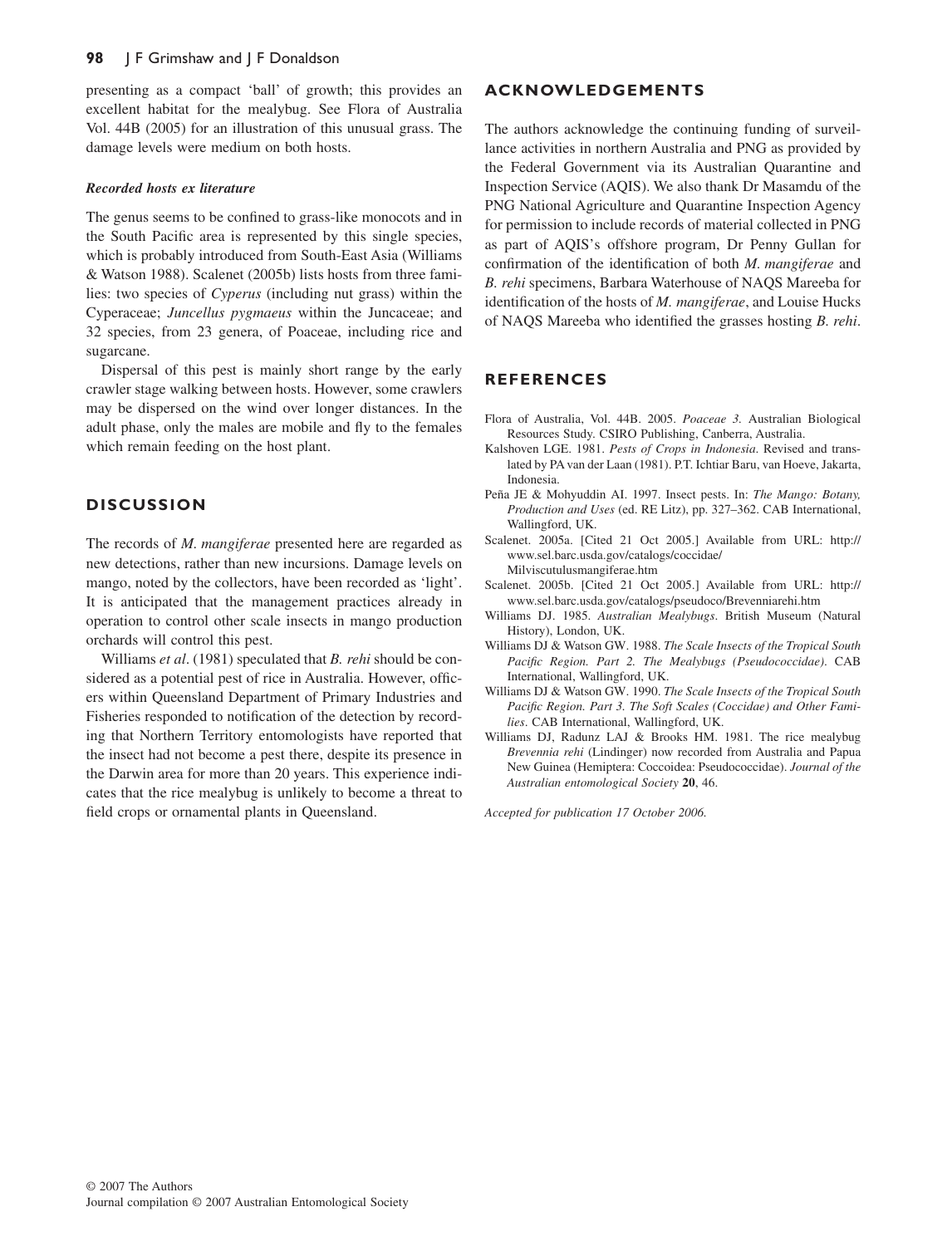presenting as a compact 'ball' of growth; this provides an excellent habitat for the mealybug. See Flora of Australia Vol. 44B (2005) for an illustration of this unusual grass. The damage levels were medium on both hosts.

#### *Recorded hosts ex literature*

The genus seems to be confined to grass-like monocots and in the South Pacific area is represented by this single species, which is probably introduced from South-East Asia (Williams & Watson 1988). Scalenet (2005b) lists hosts from three families: two species of *Cyperus* (including nut grass) within the Cyperaceae; *Juncellus pygmaeus* within the Juncaceae; and 32 species, from 23 genera, of Poaceae, including rice and sugarcane.

Dispersal of this pest is mainly short range by the early crawler stage walking between hosts. However, some crawlers may be dispersed on the wind over longer distances. In the adult phase, only the males are mobile and fly to the females which remain feeding on the host plant.

## DISCUSSION

The records of *M. mangiferae* presented here are regarded as new detections, rather than new incursions. Damage levels on mango, noted by the collectors, have been recorded as 'light'. It is anticipated that the management practices already in operation to control other scale insects in mango production orchards will control this pest.

Williams *et al*. (1981) speculated that *B. rehi* should be considered as a potential pest of rice in Australia. However, officers within Queensland Department of Primary Industries and Fisheries responded to notification of the detection by recording that Northern Territory entomologists have reported that the insect had not become a pest there, despite its presence in the Darwin area for more than 20 years. This experience indicates that the rice mealybug is unlikely to become a threat to field crops or ornamental plants in Queensland.

## ACKNOWLEDGEMENTS

The authors acknowledge the continuing funding of surveillance activities in northern Australia and PNG as provided by the Federal Government via its Australian Quarantine and Inspection Service (AQIS). We also thank Dr Masamdu of the PNG National Agriculture and Quarantine Inspection Agency for permission to include records of material collected in PNG as part of AQIS's offshore program, Dr Penny Gullan for confirmation of the identification of both *M. mangiferae* and *B. rehi* specimens, Barbara Waterhouse of NAQS Mareeba for identification of the hosts of *M. mangiferae*, and Louise Hucks of NAQS Mareeba who identified the grasses hosting *B. rehi*.

## REFERENCES

Flora of Australia, Vol. 44B. 2005. *Poaceae 3.* Australian Biological Resources Study. CSIRO Publishing, Canberra, Australia.

Kalshoven LGE. 1981. *Pests of Crops in Indonesia*. Revised and translated by PA van der Laan (1981). P.T. Ichtiar Baru, van Hoeve, Jakarta, Indonesia.

Peña JE & Mohyuddin AI. 1997. Insect pests. In: *The Mango: Botany, Production and Uses* (ed. RE Litz), pp. 327–362. CAB International, Wallingford, UK.

Scalenet. 2005a. [Cited 21 Oct 2005.] Available from URL: http://www.sel.barc.usda.gov/catalogs/coccidae/Milviscutulusmangiferae.htm

Scalenet. 2005b. [Cited 21 Oct 2005.] Available from URL: http://www.sel.barc.usda.gov/catalogs/pseudoco/Brevenniarehi.htm

Williams DJ. 1985. *Australian Mealybugs*. British Museum (Natural History), London, UK.

Williams DJ & Watson GW. 1988. *The Scale Insects of the Tropical South Pacific Region. Part 2. The Mealybugs (Pseudococcidae)*. CAB International, Wallingford, UK.

Williams DJ & Watson GW. 1990. *The Scale Insects of the Tropical South Pacific Region. Part 3. The Soft Scales (Coccidae) and Other Families*. CAB International, Wallingford, UK.

Williams DJ, Radunz LAJ & Brooks HM. 1981. The rice mealybug *Brevennia rehi* (Lindinger) now recorded from Australia and Papua New Guinea (Hemiptera: Coccoidea: Pseudococcidae). *Journal of the Australian entomological Society* **20**, 46.

*Accepted for publication 17 October 2006.*

© 2007 The Authors
Journal compilation © 2007 Australian Entomological Society